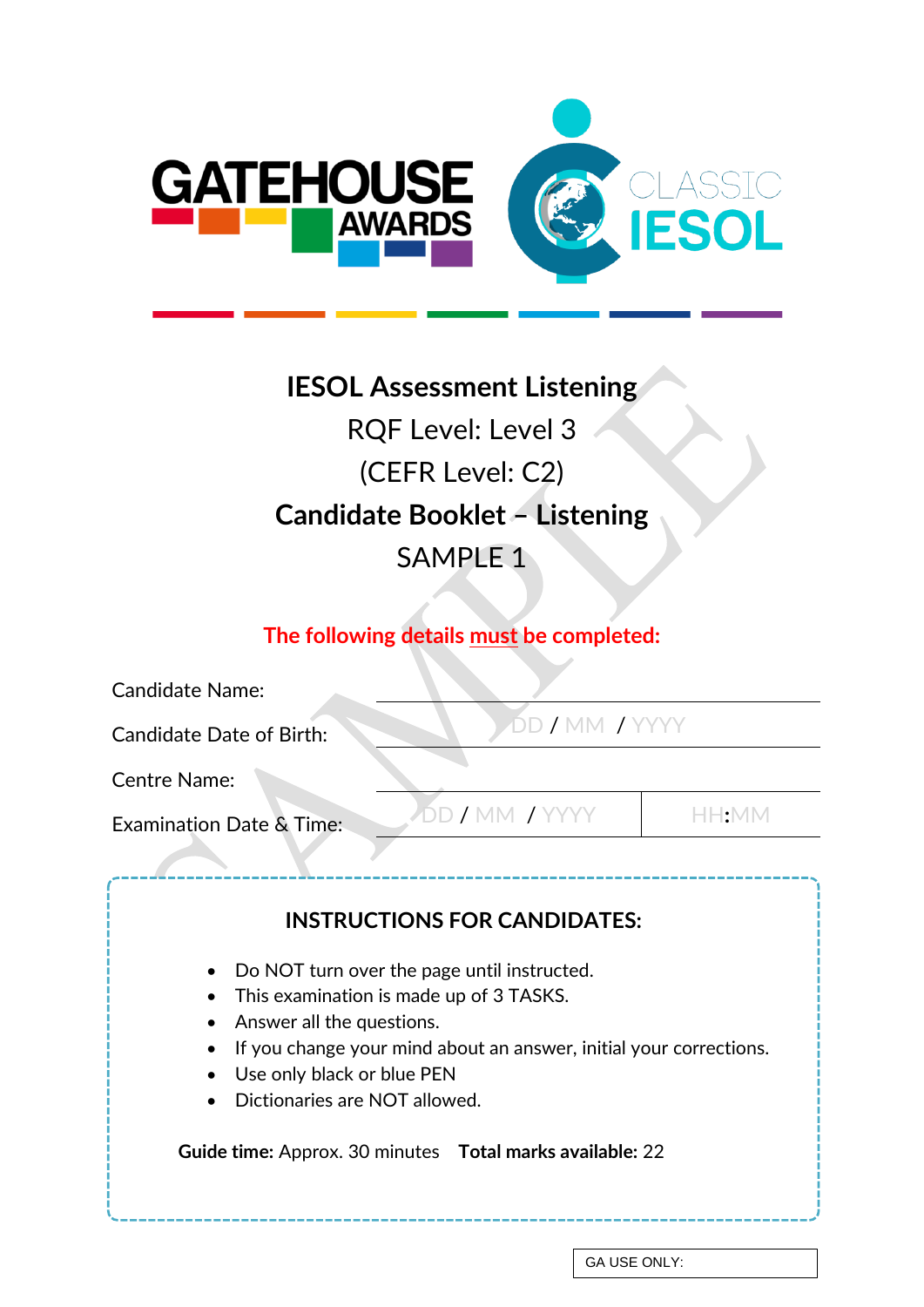GATEHOUSE AWARDS

CLASSIC IESOL

# IESOL Assessment Listening

RQF Level: Level 3

(CEFR Level: C2)

## Candidate Booklet – Listening

SAMPLE 1

**The following details must be completed:**

| | |
|---|---|
| Candidate Name: | |
| Candidate Date of Birth: | DD / MM / YYYY |
| Centre Name: | |
| Examination Date & Time: | DD / MM / YYYY &nbsp;&nbsp; HH:MM |

### INSTRUCTIONS FOR CANDIDATES:

- Do NOT turn over the page until instructed.
- This examination is made up of 3 TASKS.
- Answer all the questions.
- If you change your mind about an answer, initial your corrections.
- Use only black or blue PEN
- Dictionaries are NOT allowed.

**Guide time:** Approx. 30 minutes **Total marks available:** 22

GA USE ONLY: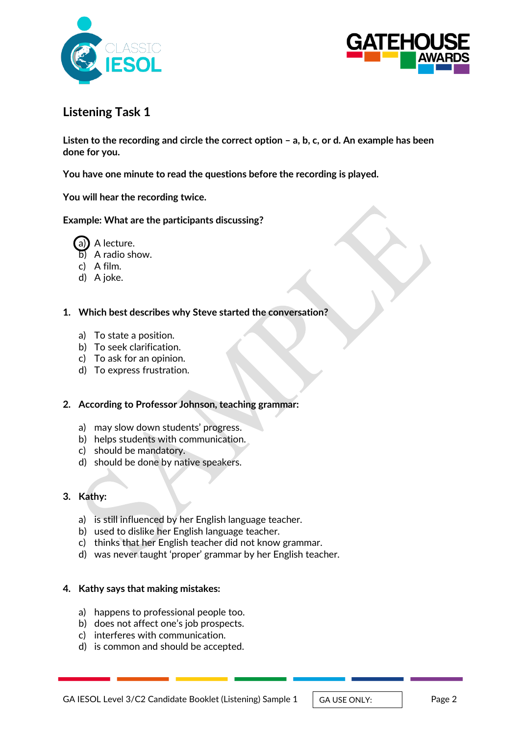## Listening Task 1

**Listen to the recording and circle the correct option – a, b, c, or d. An example has been done for you.**

**You have one minute to read the questions before the recording is played.**

**You will hear the recording twice.**

**Example: What are the participants discussing?**

a) A lecture. (circled)
b) A radio show.
c) A film.
d) A joke.

**1. Which best describes why Steve started the conversation?**

a) To state a position.
b) To seek clarification.
c) To ask for an opinion.
d) To express frustration.

**2. According to Professor Johnson, teaching grammar:**

a) may slow down students' progress.
b) helps students with communication.
c) should be mandatory.
d) should be done by native speakers.

**3. Kathy:**

a) is still influenced by her English language teacher.
b) used to dislike her English language teacher.
c) thinks that her English teacher did not know grammar.
d) was never taught 'proper' grammar by her English teacher.

**4. Kathy says that making mistakes:**

a) happens to professional people too.
b) does not affect one's job prospects.
c) interferes with communication.
d) is common and should be accepted.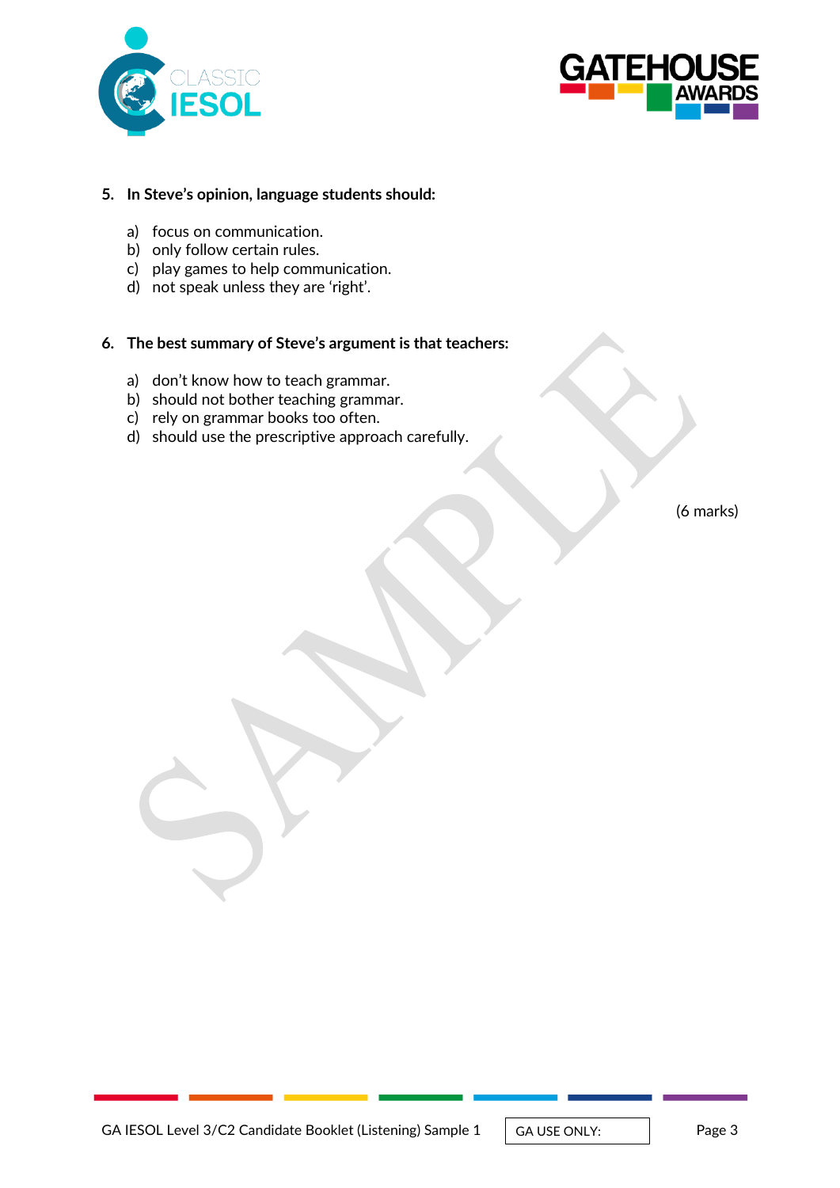**5. In Steve's opinion, language students should:**

a) focus on communication.
b) only follow certain rules.
c) play games to help communication.
d) not speak unless they are 'right'.

**6. The best summary of Steve's argument is that teachers:**

a) don't know how to teach grammar.
b) should not bother teaching grammar.
c) rely on grammar books too often.
d) should use the prescriptive approach carefully.

(6 marks)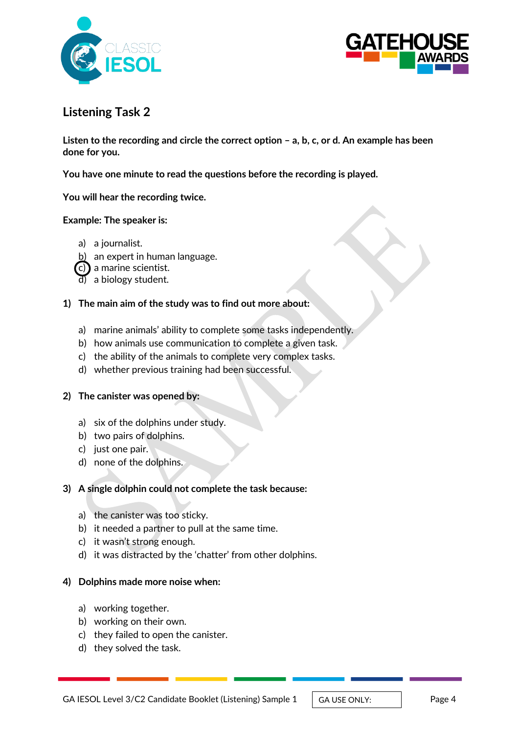## Listening Task 2

**Listen to the recording and circle the correct option – a, b, c, or d. An example has been done for you.**

**You have one minute to read the questions before the recording is played.**

**You will hear the recording twice.**

**Example: The speaker is:**

a) a journalist.
b) an expert in human language.
c) a marine scientist. (circled)
d) a biology student.

**1) The main aim of the study was to find out more about:**

a) marine animals' ability to complete some tasks independently.
b) how animals use communication to complete a given task.
c) the ability of the animals to complete very complex tasks.
d) whether previous training had been successful.

**2) The canister was opened by:**

a) six of the dolphins under study.
b) two pairs of dolphins.
c) just one pair.
d) none of the dolphins.

**3) A single dolphin could not complete the task because:**

a) the canister was too sticky.
b) it needed a partner to pull at the same time.
c) it wasn't strong enough.
d) it was distracted by the 'chatter' from other dolphins.

**4) Dolphins made more noise when:**

a) working together.
b) working on their own.
c) they failed to open the canister.
d) they solved the task.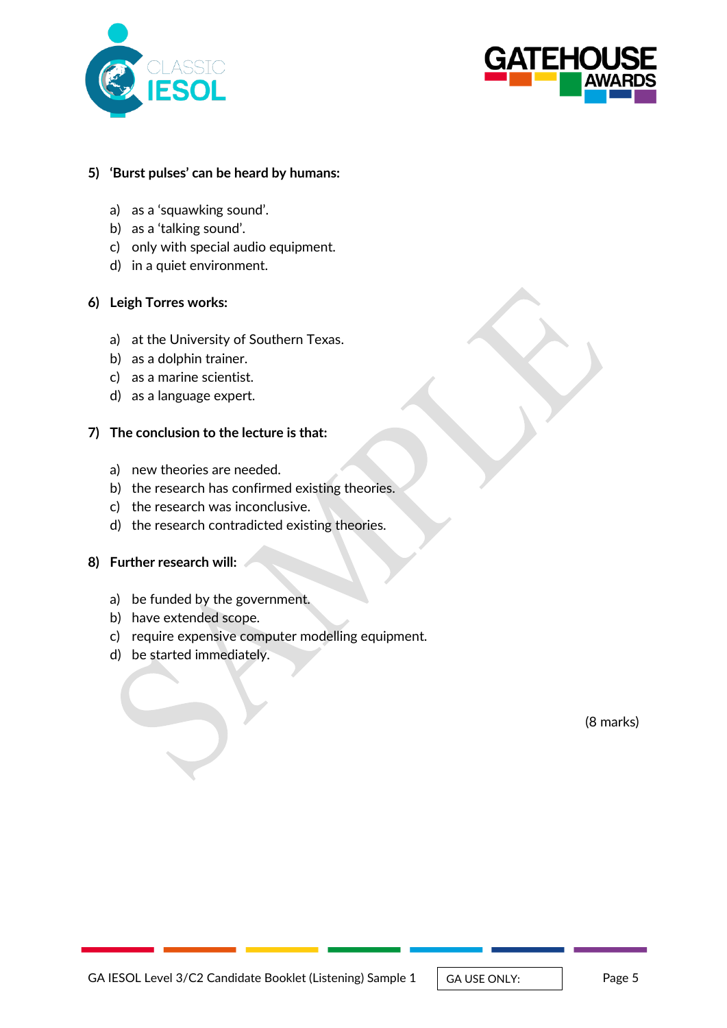**5) 'Burst pulses' can be heard by humans:**

a) as a 'squawking sound'.
b) as a 'talking sound'.
c) only with special audio equipment.
d) in a quiet environment.

**6) Leigh Torres works:**

a) at the University of Southern Texas.
b) as a dolphin trainer.
c) as a marine scientist.
d) as a language expert.

**7) The conclusion to the lecture is that:**

a) new theories are needed.
b) the research has confirmed existing theories.
c) the research was inconclusive.
d) the research contradicted existing theories.

**8) Further research will:**

a) be funded by the government.
b) have extended scope.
c) require expensive computer modelling equipment.
d) be started immediately.

(8 marks)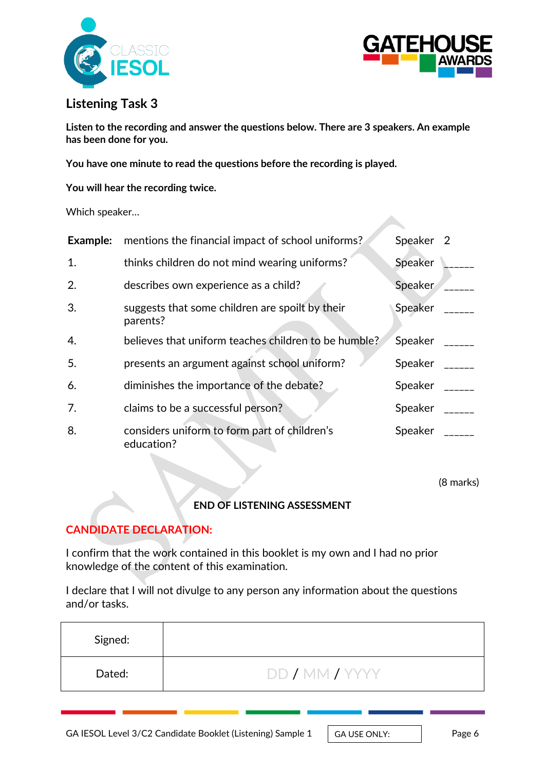## Listening Task 3

**Listen to the recording and answer the questions below. There are 3 speakers. An example has been done for you.**

**You have one minute to read the questions before the recording is played.**

**You will hear the recording twice.**

Which speaker…

| | | |
|---|---|---|
| **Example:** | mentions the financial impact of school uniforms? | Speaker 2 |
| 1. | thinks children do not mind wearing uniforms? | Speaker ______ |
| 2. | describes own experience as a child? | Speaker ______ |
| 3. | suggests that some children are spoilt by their parents? | Speaker ______ |
| 4. | believes that uniform teaches children to be humble? | Speaker ______ |
| 5. | presents an argument against school uniform? | Speaker ______ |
| 6. | diminishes the importance of the debate? | Speaker ______ |
| 7. | claims to be a successful person? | Speaker ______ |
| 8. | considers uniform to form part of children's education? | Speaker ______ |

(8 marks)

**END OF LISTENING ASSESSMENT**

**CANDIDATE DECLARATION:**

I confirm that the work contained in this booklet is my own and I had no prior knowledge of the content of this examination.

I declare that I will not divulge to any person any information about the questions and/or tasks.

| | |
|---|---|
| Signed: | |
| Dated: | DD / MM / YYYY |

GA IESOL Level 3/C2 Candidate Booklet (Listening) Sample 1

GA USE ONLY: